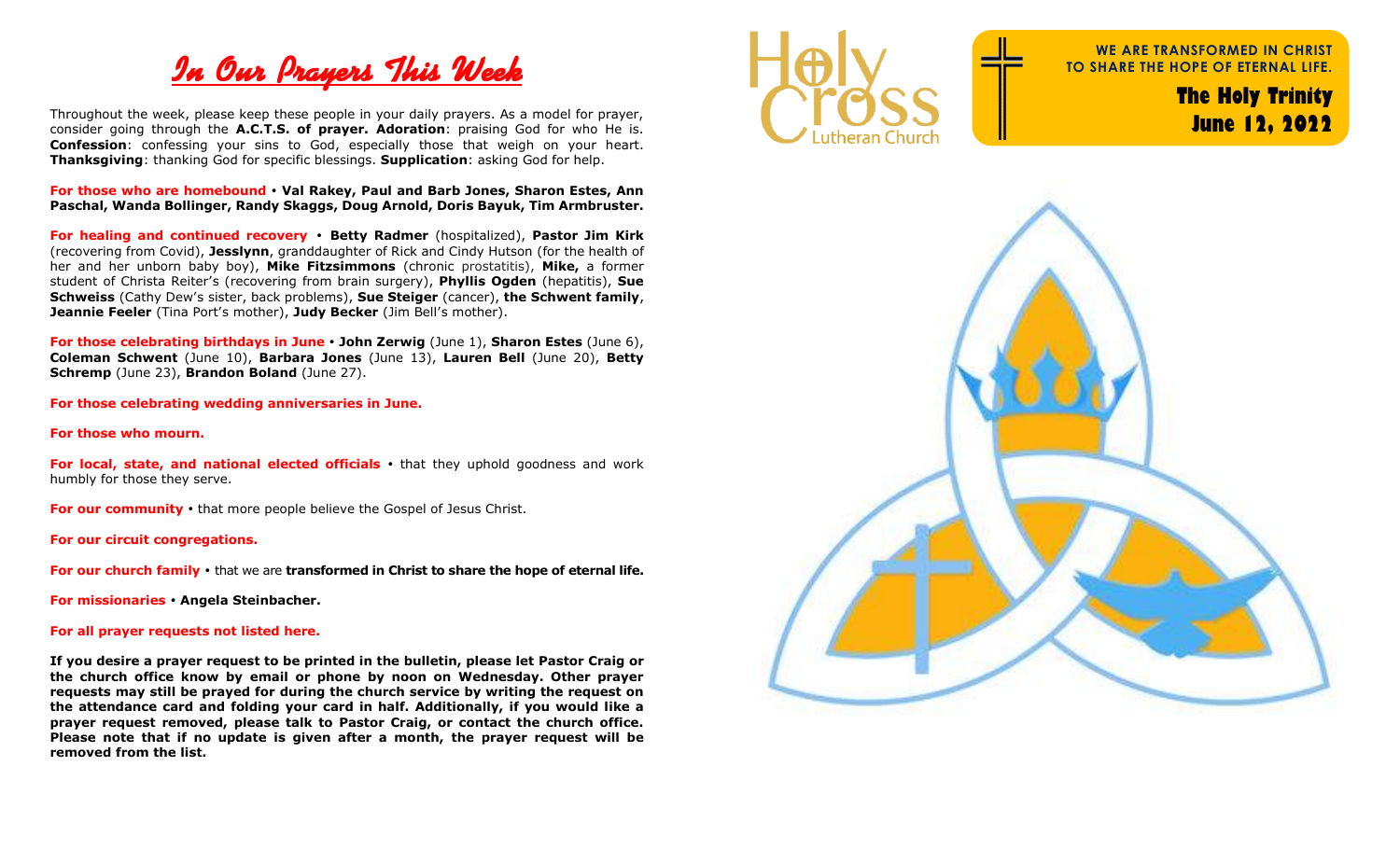# *In Our Prayers This Week*

Throughout the week, please keep these people in your daily prayers. As a model for prayer, consider going through the **A.C.T.S. of prayer. Adoration**: praising God for who He is. **Confession**: confessing your sins to God, especially those that weigh on your heart. **Thanksgiving**: thanking God for specific blessings. **Supplication**: asking God for help.

**For those who are homebound** • **Val Rakey, Paul and Barb Jones, Sharon Estes, Ann Paschal, Wanda Bollinger, Randy Skaggs, Doug Arnold, Doris Bayuk, Tim Armbruster.**

**For healing and continued recovery** • **Betty Radmer** (hospitalized), **Pastor Jim Kirk** (recovering from Covid), **Jesslynn**, granddaughter of Rick and Cindy Hutson (for the health of her and her unborn baby boy), **Mike Fitzsimmons** (chronic prostatitis), **Mike,** a former student of Christa Reiter's (recovering from brain surgery), **Phyllis Ogden** (hepatitis), **Sue Schweiss** (Cathy Dew's sister, back problems), **Sue Steiger** (cancer), **the Schwent family**, **Jeannie Feeler** (Tina Port's mother), **Judy Becker** (Jim Bell's mother).

**For those celebrating birthdays in June** • **John Zerwig** (June 1), **Sharon Estes** (June 6), **Coleman Schwent** (June 10), **Barbara Jones** (June 13), **Lauren Bell** (June 20), **Betty Schremp** (June 23), **Brandon Boland** (June 27).

**For those celebrating wedding anniversaries in June.**

**For those who mourn.**

**For local, state, and national elected officials** • that they uphold goodness and work humbly for those they serve.

**For our community** • that more people believe the Gospel of Jesus Christ.

**For our circuit congregations.**

**For our church family** • that we are **transformed in Christ to share the hope of eternal life.**

**For missionaries** • **Angela Steinbacher.**

**For all prayer requests not listed here.**

**If you desire a prayer request to be printed in the bulletin, please let Pastor Craig or the church office know by email or phone by noon on Wednesday. Other prayer requests may still be prayed for during the church service by writing the request on the attendance card and folding your card in half. Additionally, if you would like a prayer request removed, please talk to Pastor Craig, or contact the church office. Please note that if no update is given after a month, the prayer request will be removed from the list.**

Holy Cross Lutheran Church

**WE ARE TRANSFORMED IN CHRIST TO SHARE THE HOPE OF ETERNAL LIFE.**

## The Holy Trinity
## June 12, 2022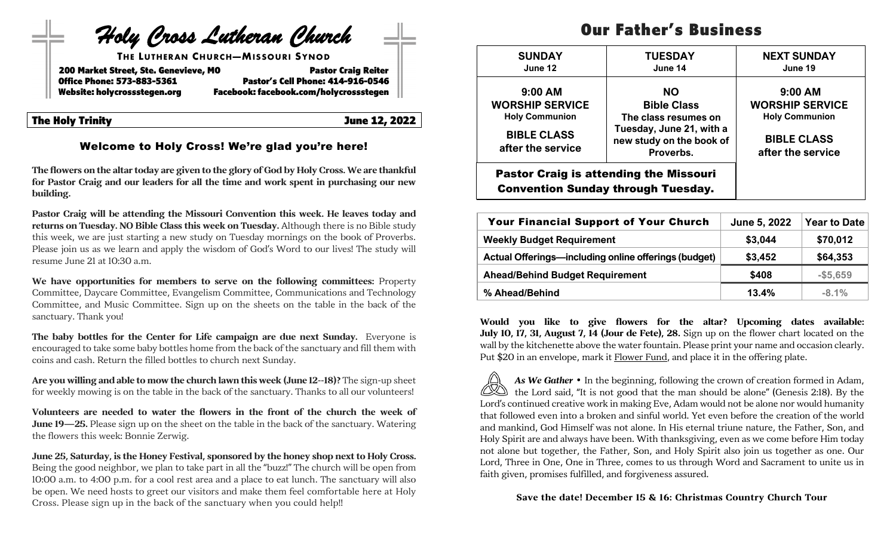# Holy Cross Lutheran Church

**THE LUTHERAN CHURCH—MISSOURI SYNOD**

**200 Market Street, Ste. Genevieve, MO** — **Pastor Craig Reiter**
**Office Phone: 573-883-5361** — **Pastor's Cell Phone: 414-916-0546**
**Website: holycrossstegen.org** — **Facebook: facebook.com/holycrossstegen**

**The Holy Trinity** — **June 12, 2022**

## Welcome to Holy Cross! We're glad you're here!

**The flowers on the altar today are given to the glory of God by Holy Cross. We are thankful for Pastor Craig and our leaders for all the time and work spent in purchasing our new building.**

**Pastor Craig will be attending the Missouri Convention this week. He leaves today and returns on Tuesday. NO Bible Class this week on Tuesday.** Although there is no Bible study this week, we are just starting a new study on Tuesday mornings on the book of Proverbs. Please join us as we learn and apply the wisdom of God's Word to our lives! The study will resume June 21 at 10:30 a.m.

**We have opportunities for members to serve on the following committees:** Property Committee, Daycare Committee, Evangelism Committee, Communications and Technology Committee, and Music Committee. Sign up on the sheets on the table in the back of the sanctuary. Thank you!

**The baby bottles for the Center for Life campaign are due next Sunday.** Everyone is encouraged to take some baby bottles home from the back of the sanctuary and fill them with coins and cash. Return the filled bottles to church next Sunday.

**Are you willing and able to mow the church lawn this week (June 12--18)?** The sign-up sheet for weekly mowing is on the table in the back of the sanctuary. Thanks to all our volunteers!

**Volunteers are needed to water the flowers in the front of the church the week of June 19—25.** Please sign up on the sheet on the table in the back of the sanctuary. Watering the flowers this week: Bonnie Zerwig.

**June 25, Saturday, is the Honey Festival, sponsored by the honey shop next to Holy Cross.** Being the good neighbor, we plan to take part in all the "buzz!" The church will be open from 10:00 a.m. to 4:00 p.m. for a cool rest area and a place to eat lunch. The sanctuary will also be open. We need hosts to greet our visitors and make them feel comfortable here at Holy Cross. Please sign up in the back of the sanctuary when you could help!!

# Our Father's Business

| SUNDAY June 12 | TUESDAY June 14 | NEXT SUNDAY June 19 |
|---|---|---|
| **9:00 AM WORSHIP SERVICE** Holy Communion **BIBLE CLASS after the service** | **NO Bible Class** The class resumes on Tuesday, June 21, with a new study on the book of Proverbs. | **9:00 AM WORSHIP SERVICE** Holy Communion **BIBLE CLASS after the service** |

**Pastor Craig is attending the Missouri Convention Sunday through Tuesday.**

| Your Financial Support of Your Church | June 5, 2022 | Year to Date |
|---|---|---|
| Weekly Budget Requirement | $3,044 | $70,012 |
| Actual Offerings—including online offerings (budget) | $3,452 | $64,353 |
| Ahead/Behind Budget Requirement | $408 | -$5,659 |
| % Ahead/Behind | 13.4% | -8.1% |

**Would you like to give flowers for the altar? Upcoming dates available: July 10, 17, 31, August 7, 14 (Jour de Fete), 28.** Sign up on the flower chart located on the wall by the kitchenette above the water fountain. Please print your name and occasion clearly. Put $20 in an envelope, mark it Flower Fund, and place it in the offering plate.

***As We Gather*** • In the beginning, following the crown of creation formed in Adam, the Lord said, "It is not good that the man should be alone" (Genesis 2:18). By the Lord's continued creative work in making Eve, Adam would not be alone nor would humanity that followed even into a broken and sinful world. Yet even before the creation of the world and mankind, God Himself was not alone. In His eternal triune nature, the Father, Son, and Holy Spirit are and always have been. With thanksgiving, even as we come before Him today not alone but together, the Father, Son, and Holy Spirit also join us together as one. Our Lord, Three in One, One in Three, comes to us through Word and Sacrament to unite us in faith given, promises fulfilled, and forgiveness assured.

**Save the date! December 15 & 16: Christmas Country Church Tour**